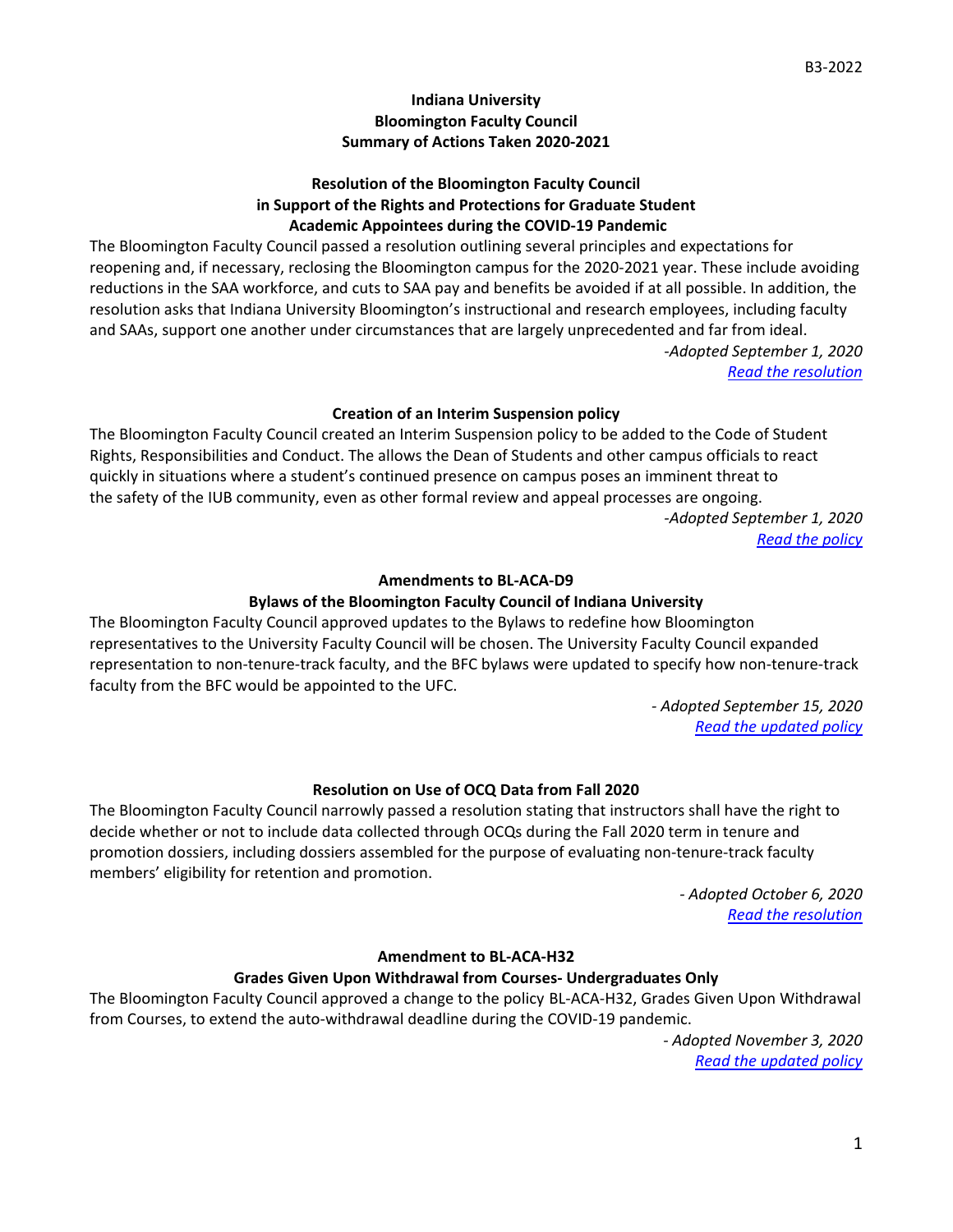# Indiana University
# Bloomington Faculty Council
# Summary of Actions Taken 2020-2021

### Resolution of the Bloomington Faculty Council in Support of the Rights and Protections for Graduate Student Academic Appointees during the COVID-19 Pandemic

The Bloomington Faculty Council passed a resolution outlining several principles and expectations for reopening and, if necessary, reclosing the Bloomington campus for the 2020-2021 year. These include avoiding reductions in the SAA workforce, and cuts to SAA pay and benefits be avoided if at all possible. In addition, the resolution asks that Indiana University Bloomington's instructional and research employees, including faculty and SAAs, support one another under circumstances that are largely unprecedented and far from ideal.

*-Adopted September 1, 2020*

*Read the resolution*

### Creation of an Interim Suspension policy

The Bloomington Faculty Council created an Interim Suspension policy to be added to the Code of Student Rights, Responsibilities and Conduct. The allows the Dean of Students and other campus officials to react quickly in situations where a student's continued presence on campus poses an imminent threat to the safety of the IUB community, even as other formal review and appeal processes are ongoing.

*-Adopted September 1, 2020*

*Read the policy*

### Amendments to BL-ACA-D9
### Bylaws of the Bloomington Faculty Council of Indiana University

The Bloomington Faculty Council approved updates to the Bylaws to redefine how Bloomington representatives to the University Faculty Council will be chosen. The University Faculty Council expanded representation to non-tenure-track faculty, and the BFC bylaws were updated to specify how non-tenure-track faculty from the BFC would be appointed to the UFC.

*- Adopted September 15, 2020*

*Read the updated policy*

### Resolution on Use of OCQ Data from Fall 2020

The Bloomington Faculty Council narrowly passed a resolution stating that instructors shall have the right to decide whether or not to include data collected through OCQs during the Fall 2020 term in tenure and promotion dossiers, including dossiers assembled for the purpose of evaluating non-tenure-track faculty members' eligibility for retention and promotion.

*- Adopted October 6, 2020*

*Read the resolution*

### Amendment to BL-ACA-H32
### Grades Given Upon Withdrawal from Courses- Undergraduates Only

The Bloomington Faculty Council approved a change to the policy BL-ACA-H32, Grades Given Upon Withdrawal from Courses, to extend the auto-withdrawal deadline during the COVID-19 pandemic.

*- Adopted November 3, 2020*

*Read the updated policy*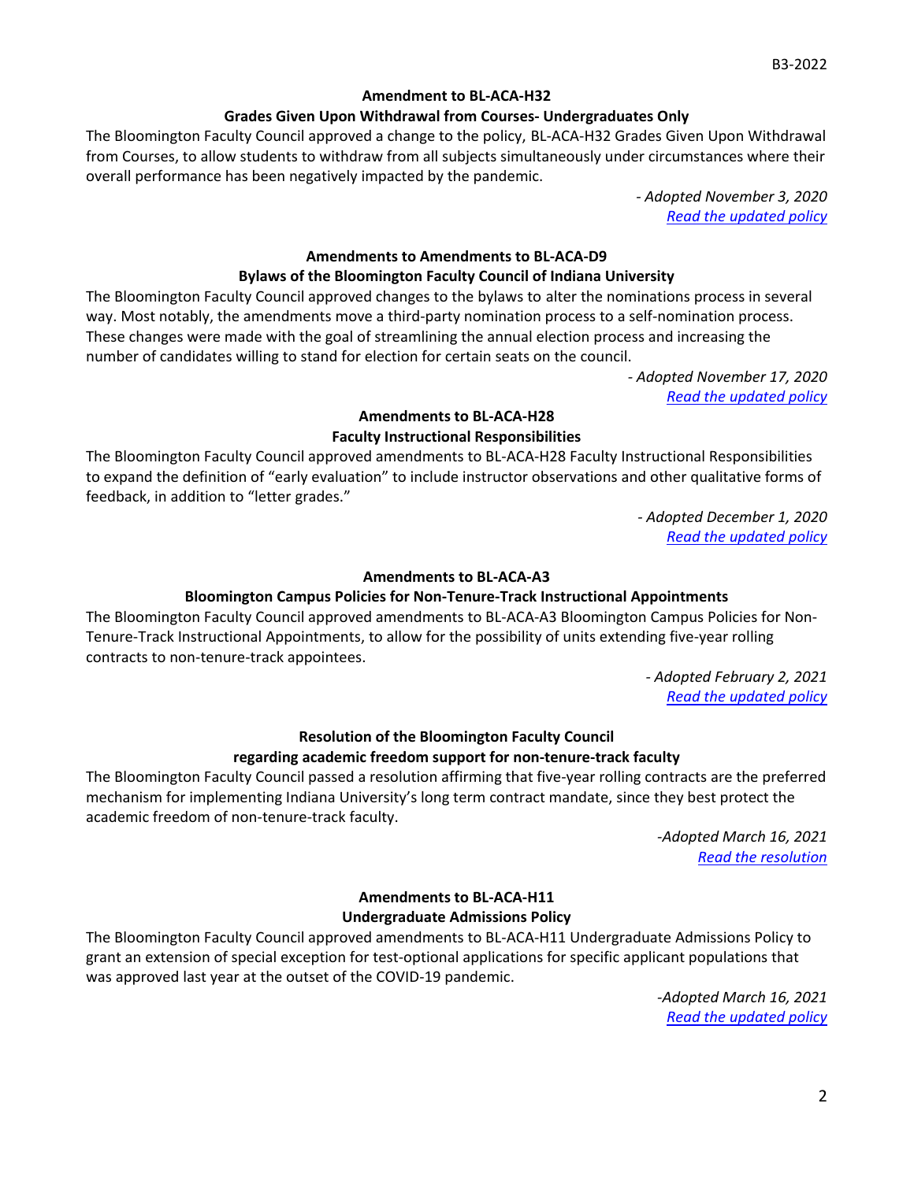### Amendment to BL-ACA-H32

### Grades Given Upon Withdrawal from Courses- Undergraduates Only

The Bloomington Faculty Council approved a change to the policy, BL-ACA-H32 Grades Given Upon Withdrawal from Courses, to allow students to withdraw from all subjects simultaneously under circumstances where their overall performance has been negatively impacted by the pandemic.

*- Adopted November 3, 2020*

[Read the updated policy]

### Amendments to Amendments to BL-ACA-D9

### Bylaws of the Bloomington Faculty Council of Indiana University

The Bloomington Faculty Council approved changes to the bylaws to alter the nominations process in several way. Most notably, the amendments move a third-party nomination process to a self-nomination process. These changes were made with the goal of streamlining the annual election process and increasing the number of candidates willing to stand for election for certain seats on the council.

*- Adopted November 17, 2020*

[Read the updated policy]

### Amendments to BL-ACA-H28

### Faculty Instructional Responsibilities

The Bloomington Faculty Council approved amendments to BL-ACA-H28 Faculty Instructional Responsibilities to expand the definition of "early evaluation" to include instructor observations and other qualitative forms of feedback, in addition to "letter grades."

*- Adopted December 1, 2020*

[Read the updated policy]

### Amendments to BL-ACA-A3

### Bloomington Campus Policies for Non-Tenure-Track Instructional Appointments

The Bloomington Faculty Council approved amendments to BL-ACA-A3 Bloomington Campus Policies for Non-Tenure-Track Instructional Appointments, to allow for the possibility of units extending five-year rolling contracts to non-tenure-track appointees.

*- Adopted February 2, 2021*

[Read the updated policy]

### Resolution of the Bloomington Faculty Council

### regarding academic freedom support for non-tenure-track faculty

The Bloomington Faculty Council passed a resolution affirming that five-year rolling contracts are the preferred mechanism for implementing Indiana University's long term contract mandate, since they best protect the academic freedom of non-tenure-track faculty.

*-Adopted March 16, 2021*

[Read the resolution]

### Amendments to BL-ACA-H11

### Undergraduate Admissions Policy

The Bloomington Faculty Council approved amendments to BL-ACA-H11 Undergraduate Admissions Policy to grant an extension of special exception for test-optional applications for specific applicant populations that was approved last year at the outset of the COVID-19 pandemic.

*-Adopted March 16, 2021*

[Read the updated policy]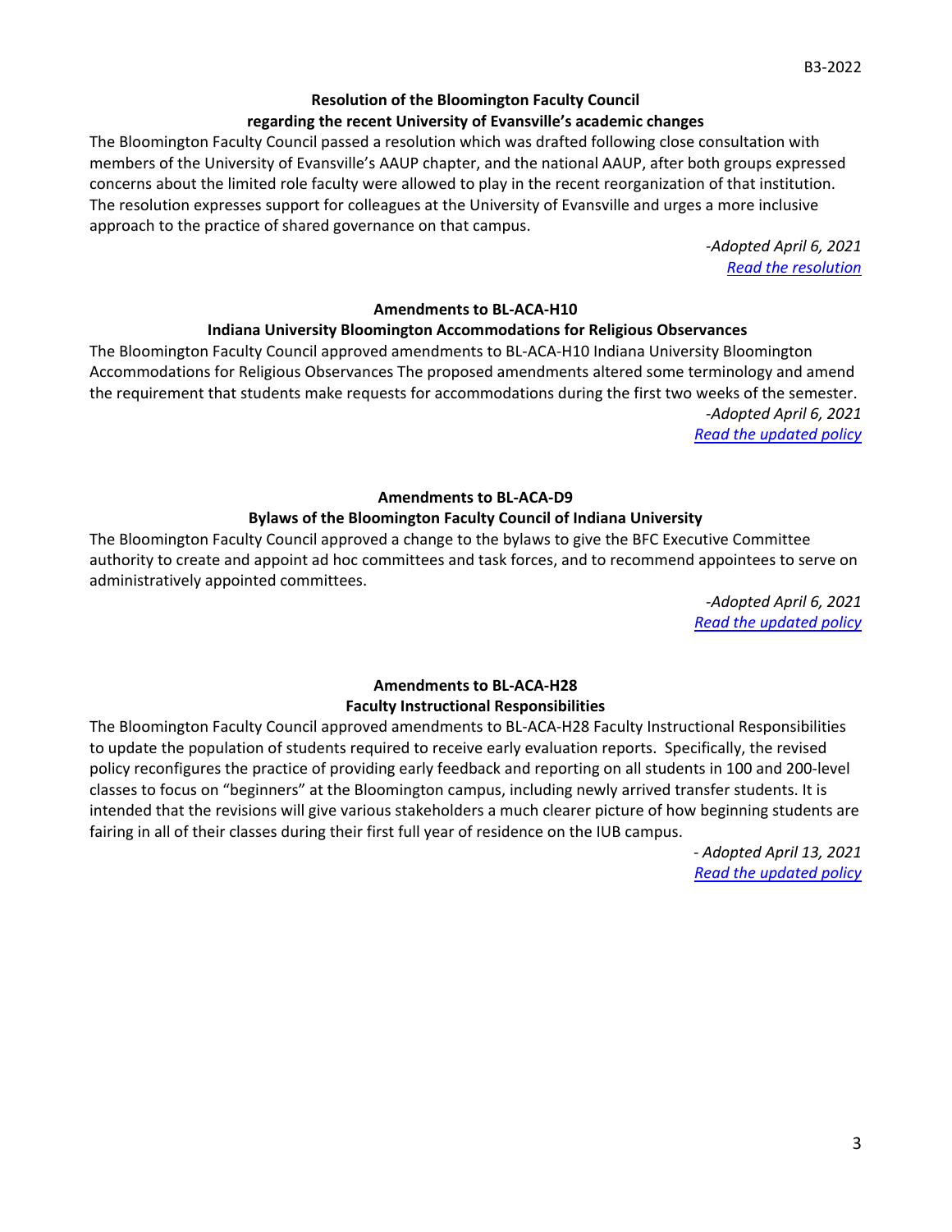**Resolution of the Bloomington Faculty Council regarding the recent University of Evansville's academic changes**

The Bloomington Faculty Council passed a resolution which was drafted following close consultation with members of the University of Evansville's AAUP chapter, and the national AAUP, after both groups expressed concerns about the limited role faculty were allowed to play in the recent reorganization of that institution. The resolution expresses support for colleagues at the University of Evansville and urges a more inclusive approach to the practice of shared governance on that campus.

*-Adopted April 6, 2021*
[Read the resolution]

**Amendments to BL-ACA-H10**
**Indiana University Bloomington Accommodations for Religious Observances**

The Bloomington Faculty Council approved amendments to BL-ACA-H10 Indiana University Bloomington Accommodations for Religious Observances The proposed amendments altered some terminology and amend the requirement that students make requests for accommodations during the first two weeks of the semester.

*-Adopted April 6, 2021*
[Read the updated policy]

**Amendments to BL-ACA-D9**
**Bylaws of the Bloomington Faculty Council of Indiana University**

The Bloomington Faculty Council approved a change to the bylaws to give the BFC Executive Committee authority to create and appoint ad hoc committees and task forces, and to recommend appointees to serve on administratively appointed committees.

*-Adopted April 6, 2021*
[Read the updated policy]

**Amendments to BL-ACA-H28**
**Faculty Instructional Responsibilities**

The Bloomington Faculty Council approved amendments to BL-ACA-H28 Faculty Instructional Responsibilities to update the population of students required to receive early evaluation reports. Specifically, the revised policy reconfigures the practice of providing early feedback and reporting on all students in 100 and 200-level classes to focus on "beginners" at the Bloomington campus, including newly arrived transfer students. It is intended that the revisions will give various stakeholders a much clearer picture of how beginning students are fairing in all of their classes during their first full year of residence on the IUB campus.

*- Adopted April 13, 2021*
[Read the updated policy]